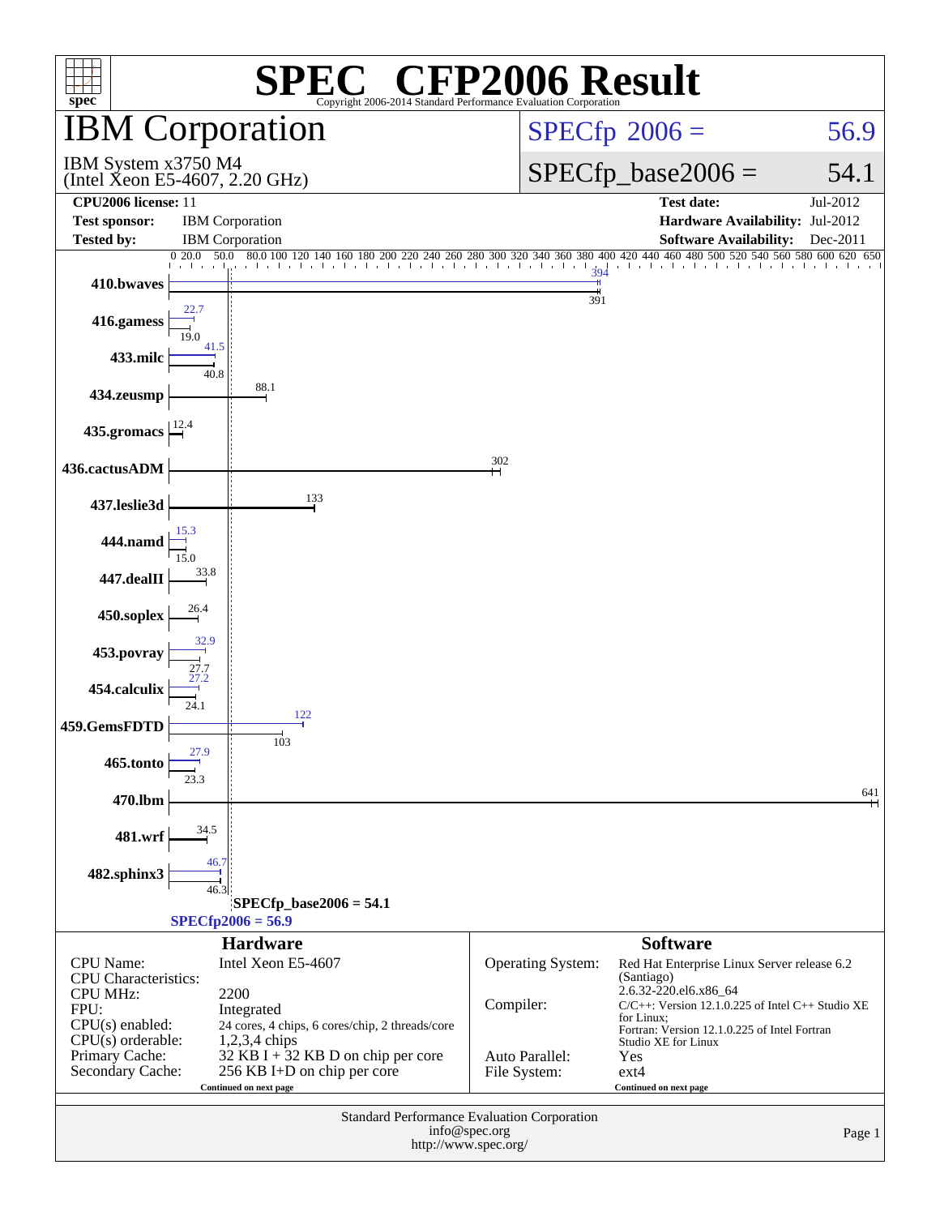# SPEC CFP2006 Result

Copyright 2006-2014 Standard Performance Evaluation Corporation

## IBM Corporation

IBM System x3750 M4
(Intel Xeon E5-4607, 2.20 GHz)

SPECfp 2006 = 56.9

SPECfp_base2006 = 54.1

| | | | |
|---|---|---|---|
| **CPU2006 license:** | 11 | **Test date:** | Jul-2012 |
| **Test sponsor:** | IBM Corporation | **Hardware Availability:** | Jul-2012 |
| **Tested by:** | IBM Corporation | **Software Availability:** | Dec-2011 |

| Benchmark | Peak | Base |
|---|---|---|
| 410.bwaves | 394 | 391 |
| 416.gamess | 22.7 | 19.0 |
| 433.milc | 41.5 | 40.8 |
| 434.zeusmp | | 88.1 |
| 435.gromacs | | 12.4 |
| 436.cactusADM | | 302 |
| 437.leslie3d | | 133 |
| 444.namd | 15.3 | 15.0 |
| 447.dealII | | 33.8 |
| 450.soplex | | 26.4 |
| 453.povray | 32.9 | 27.7 |
| 454.calculix | 27.2 | 24.1 |
| 459.GemsFDTD | 122 | 103 |
| 465.tonto | 27.9 | 23.3 |
| 470.lbm | | 641 |
| 481.wrf | | 34.5 |
| 482.sphinx3 | 46.7 | 46.3 |

SPECfp_base2006 = 54.1

SPECfp2006 = 56.9

### Hardware

| | |
|---|---|
| CPU Name: | Intel Xeon E5-4607 |
| CPU Characteristics: | |
| CPU MHz: | 2200 |
| FPU: | Integrated |
| CPU(s) enabled: | 24 cores, 4 chips, 6 cores/chip, 2 threads/core |
| CPU(s) orderable: | 1,2,3,4 chips |
| Primary Cache: | 32 KB I + 32 KB D on chip per core |
| Secondary Cache: | 256 KB I+D on chip per core |

Continued on next page

### Software

| | |
|---|---|
| Operating System: | Red Hat Enterprise Linux Server release 6.2 (Santiago) 2.6.32-220.el6.x86_64 |
| Compiler: | C/C++: Version 12.1.0.225 of Intel C++ Studio XE for Linux; Fortran: Version 12.1.0.225 of Intel Fortran Studio XE for Linux |
| Auto Parallel: | Yes |
| File System: | ext4 |

Continued on next page

Standard Performance Evaluation Corporation
info@spec.org
http://www.spec.org/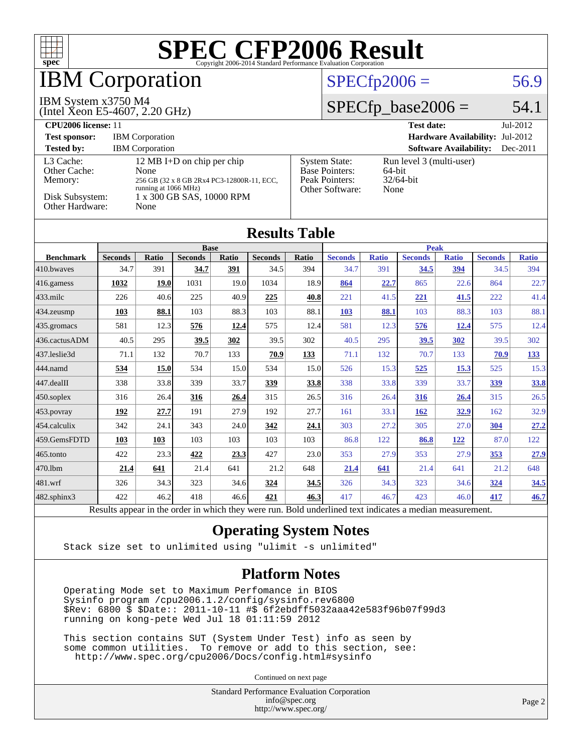# SPEC CFP2006 Result

Copyright 2006-2014 Standard Performance Evaluation Corporation

# IBM Corporation

IBM System x3750 M4
(Intel Xeon E5-4607, 2.20 GHz)

SPECfp2006 = 56.9

SPECfp_base2006 = 54.1

| | | | |
|---|---|---|---|
| **CPU2006 license:** 11 | | **Test date:** | Jul-2012 |
| **Test sponsor:** | IBM Corporation | **Hardware Availability:** | Jul-2012 |
| **Tested by:** | IBM Corporation | **Software Availability:** | Dec-2011 |

| | | | |
|---|---|---|---|
| L3 Cache: | 12 MB I+D on chip per chip | System State: | Run level 3 (multi-user) |
| Other Cache: | None | Base Pointers: | 64-bit |
| Memory: | 256 GB (32 x 8 GB 2Rx4 PC3-12800R-11, ECC, running at 1066 MHz) | Peak Pointers: | 32/64-bit |
| Disk Subsystem: | 1 x 300 GB SAS, 10000 RPM | Other Software: | None |
| Other Hardware: | None | | |

## Results Table

| Benchmark | Base | | | | | | Peak | | | | | |
|---|---|---|---|---|---|---|---|---|---|---|---|---|
| | Seconds | Ratio | Seconds | Ratio | Seconds | Ratio | Seconds | Ratio | Seconds | Ratio | Seconds | Ratio |
| 410.bwaves | 34.7 | 391 | **34.7** | **391** | 34.5 | 394 | 34.7 | 391 | **34.5** | **394** | 34.5 | 394 |
| 416.gamess | **1032** | **19.0** | 1031 | 19.0 | 1034 | 18.9 | **864** | **22.7** | 865 | 22.6 | 864 | 22.7 |
| 433.milc | 226 | 40.6 | 225 | 40.9 | **225** | **40.8** | 221 | 41.5 | **221** | **41.5** | 222 | 41.4 |
| 434.zeusmp | **103** | **88.1** | 103 | 88.3 | 103 | 88.1 | **103** | **88.1** | 103 | 88.3 | 103 | 88.1 |
| 435.gromacs | 581 | 12.3 | **576** | **12.4** | 575 | 12.4 | 581 | 12.3 | **576** | **12.4** | 575 | 12.4 |
| 436.cactusADM | 40.5 | 295 | **39.5** | **302** | 39.5 | 302 | 40.5 | 295 | **39.5** | **302** | 39.5 | 302 |
| 437.leslie3d | 71.1 | 132 | 70.7 | 133 | **70.9** | **133** | 71.1 | 132 | 70.7 | 133 | **70.9** | **133** |
| 444.namd | **534** | **15.0** | 534 | 15.0 | 534 | 15.0 | 526 | 15.3 | **525** | **15.3** | 525 | 15.3 |
| 447.dealII | 338 | 33.8 | 339 | 33.7 | **339** | **33.8** | 338 | 33.8 | 339 | 33.7 | **339** | **33.8** |
| 450.soplex | 316 | 26.4 | **316** | **26.4** | 315 | 26.5 | 316 | 26.4 | **316** | **26.4** | 315 | 26.5 |
| 453.povray | **192** | **27.7** | 191 | 27.9 | 192 | 27.7 | 161 | 33.1 | **162** | **32.9** | 162 | 32.9 |
| 454.calculix | 342 | 24.1 | 343 | 24.0 | **342** | **24.1** | 303 | 27.2 | 305 | 27.0 | **304** | **27.2** |
| 459.GemsFDTD | **103** | **103** | 103 | 103 | 103 | 103 | 86.8 | 122 | **86.8** | **122** | 87.0 | 122 |
| 465.tonto | 422 | 23.3 | **422** | **23.3** | 427 | 23.0 | 353 | 27.9 | 353 | 27.9 | **353** | **27.9** |
| 470.lbm | **21.4** | **641** | 21.4 | 641 | 21.2 | 648 | **21.4** | **641** | 21.4 | 641 | 21.2 | 648 |
| 481.wrf | 326 | 34.3 | 323 | 34.6 | **324** | **34.5** | 326 | 34.3 | 323 | 34.6 | **324** | **34.5** |
| 482.sphinx3 | 422 | 46.2 | 418 | 46.6 | **421** | **46.3** | 417 | 46.7 | 423 | 46.0 | **417** | **46.7** |

Results appear in the order in which they were run. Bold underlined text indicates a median measurement.

## Operating System Notes

```
Stack size set to unlimited using "ulimit -s unlimited"
```

## Platform Notes

```
Operating Mode set to Maximum Perfomance in BIOS
Sysinfo program /cpu2006.1.2/config/sysinfo.rev6800
$Rev: 6800 $ $Date:: 2011-10-11 #$ 6f2ebdff5032aaa42e583f96b07f99d3
running on kong-pete Wed Jul 18 01:11:59 2012

This section contains SUT (System Under Test) info as seen by
some common utilities.  To remove or add to this section, see:
  http://www.spec.org/cpu2006/Docs/config.html#sysinfo
```

Continued on next page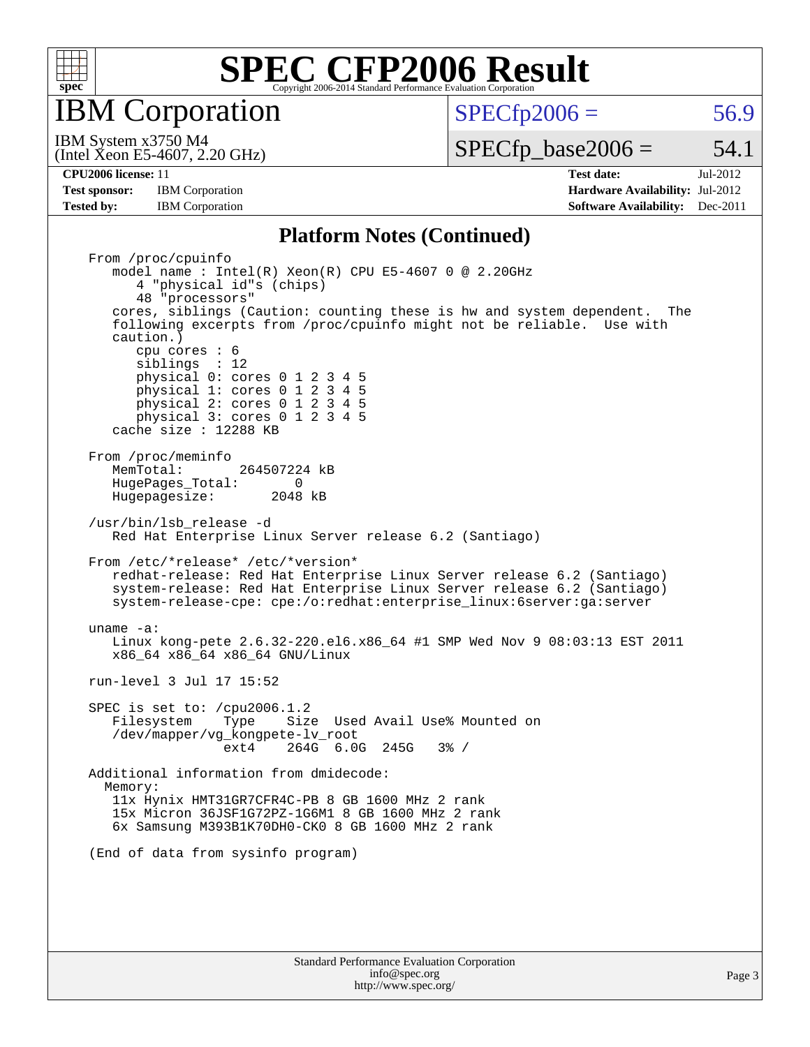# SPEC CFP2006 Result

Copyright 2006-2014 Standard Performance Evaluation Corporation

## IBM Corporation

IBM System x3750 M4
(Intel Xeon E5-4607, 2.20 GHz)

SPECfp2006 = 56.9

SPECfp_base2006 = 54.1

| | | | |
|---|---|---|---|
| **CPU2006 license:** 11 | | **Test date:** | Jul-2012 |
| **Test sponsor:** | IBM Corporation | **Hardware Availability:** | Jul-2012 |
| **Tested by:** | IBM Corporation | **Software Availability:** | Dec-2011 |

### Platform Notes (Continued)

```
From /proc/cpuinfo
   model name : Intel(R) Xeon(R) CPU E5-4607 0 @ 2.20GHz
      4 "physical id"s (chips)
      48 "processors"
   cores, siblings (Caution: counting these is hw and system dependent.  The
   following excerpts from /proc/cpuinfo might not be reliable.  Use with
   caution.)
      cpu cores : 6
      siblings  : 12
      physical 0: cores 0 1 2 3 4 5
      physical 1: cores 0 1 2 3 4 5
      physical 2: cores 0 1 2 3 4 5
      physical 3: cores 0 1 2 3 4 5
   cache size : 12288 KB

From /proc/meminfo
   MemTotal:       264507224 kB
   HugePages_Total:       0
   Hugepagesize:       2048 kB

/usr/bin/lsb_release -d
   Red Hat Enterprise Linux Server release 6.2 (Santiago)

From /etc/*release* /etc/*version*
   redhat-release: Red Hat Enterprise Linux Server release 6.2 (Santiago)
   system-release: Red Hat Enterprise Linux Server release 6.2 (Santiago)
   system-release-cpe: cpe:/o:redhat:enterprise_linux:6server:ga:server

uname -a:
   Linux kong-pete 2.6.32-220.el6.x86_64 #1 SMP Wed Nov 9 08:03:13 EST 2011
   x86_64 x86_64 x86_64 GNU/Linux

run-level 3 Jul 17 15:52

SPEC is set to: /cpu2006.1.2
   Filesystem    Type    Size  Used Avail Use% Mounted on
   /dev/mapper/vg_kongpete-lv_root
                 ext4    264G  6.0G  245G   3% /

Additional information from dmidecode:
  Memory:
   11x Hynix HMT31GR7CFR4C-PB 8 GB 1600 MHz 2 rank
   15x Micron 36JSF1G72PZ-1G6M1 8 GB 1600 MHz 2 rank
   6x Samsung M393B1K70DH0-CK0 8 GB 1600 MHz 2 rank

(End of data from sysinfo program)
```

Standard Performance Evaluation Corporation
info@spec.org
http://www.spec.org/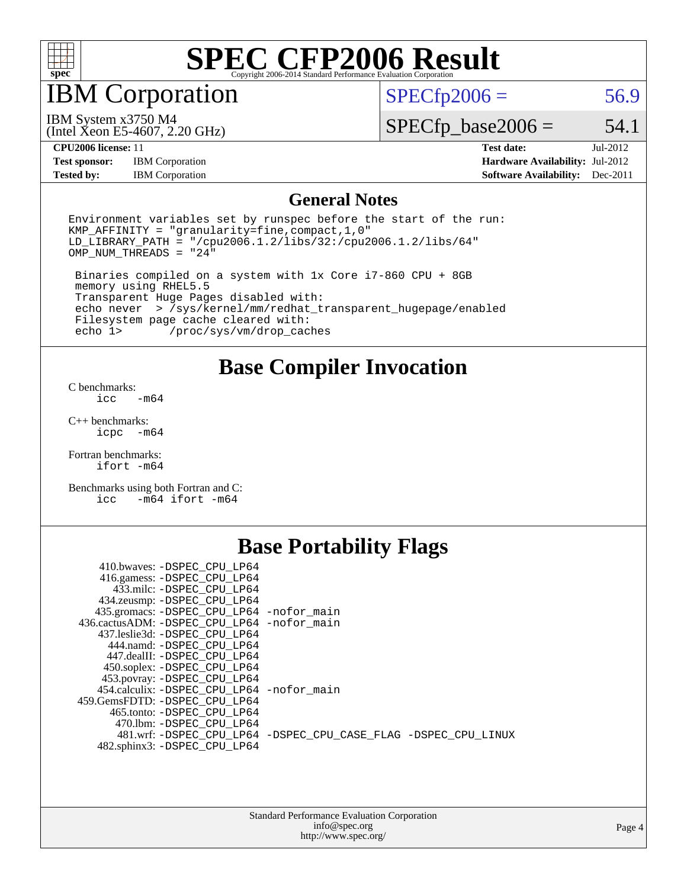# SPEC CFP2006 Result

Copyright 2006-2014 Standard Performance Evaluation Corporation

## IBM Corporation

IBM System x3750 M4
(Intel Xeon E5-4607, 2.20 GHz)

SPECfp2006 = 56.9

SPECfp_base2006 = 54.1

| | | | |
|---|---|---|---|
| **CPU2006 license:** 11 | | **Test date:** | Jul-2012 |
| **Test sponsor:** | IBM Corporation | **Hardware Availability:** | Jul-2012 |
| **Tested by:** | IBM Corporation | **Software Availability:** | Dec-2011 |

### General Notes

```
Environment variables set by runspec before the start of the run:
KMP_AFFINITY = "granularity=fine,compact,1,0"
LD_LIBRARY_PATH = "/cpu2006.1.2/libs/32:/cpu2006.1.2/libs/64"
OMP_NUM_THREADS = "24"

 Binaries compiled on a system with 1x Core i7-860 CPU + 8GB
 memory using RHEL5.5
 Transparent Huge Pages disabled with:
 echo never  > /sys/kernel/mm/redhat_transparent_hugepage/enabled
 Filesystem page cache cleared with:
 echo 1>       /proc/sys/vm/drop_caches
```

## Base Compiler Invocation

C benchmarks:
```
icc   -m64
```

C++ benchmarks:
```
icpc  -m64
```

Fortran benchmarks:
```
ifort -m64
```

Benchmarks using both Fortran and C:
```
icc   -m64 ifort -m64
```

## Base Portability Flags

```
 410.bwaves: -DSPEC_CPU_LP64
 416.gamess: -DSPEC_CPU_LP64
   433.milc: -DSPEC_CPU_LP64
 434.zeusmp: -DSPEC_CPU_LP64
435.gromacs: -DSPEC_CPU_LP64 -nofor_main
436.cactusADM: -DSPEC_CPU_LP64 -nofor_main
437.leslie3d: -DSPEC_CPU_LP64
  444.namd: -DSPEC_CPU_LP64
 447.dealII: -DSPEC_CPU_LP64
 450.soplex: -DSPEC_CPU_LP64
 453.povray: -DSPEC_CPU_LP64
454.calculix: -DSPEC_CPU_LP64 -nofor_main
459.GemsFDTD: -DSPEC_CPU_LP64
  465.tonto: -DSPEC_CPU_LP64
   470.lbm: -DSPEC_CPU_LP64
   481.wrf: -DSPEC_CPU_LP64 -DSPEC_CPU_CASE_FLAG -DSPEC_CPU_LINUX
482.sphinx3: -DSPEC_CPU_LP64
```

Standard Performance Evaluation Corporation
info@spec.org
http://www.spec.org/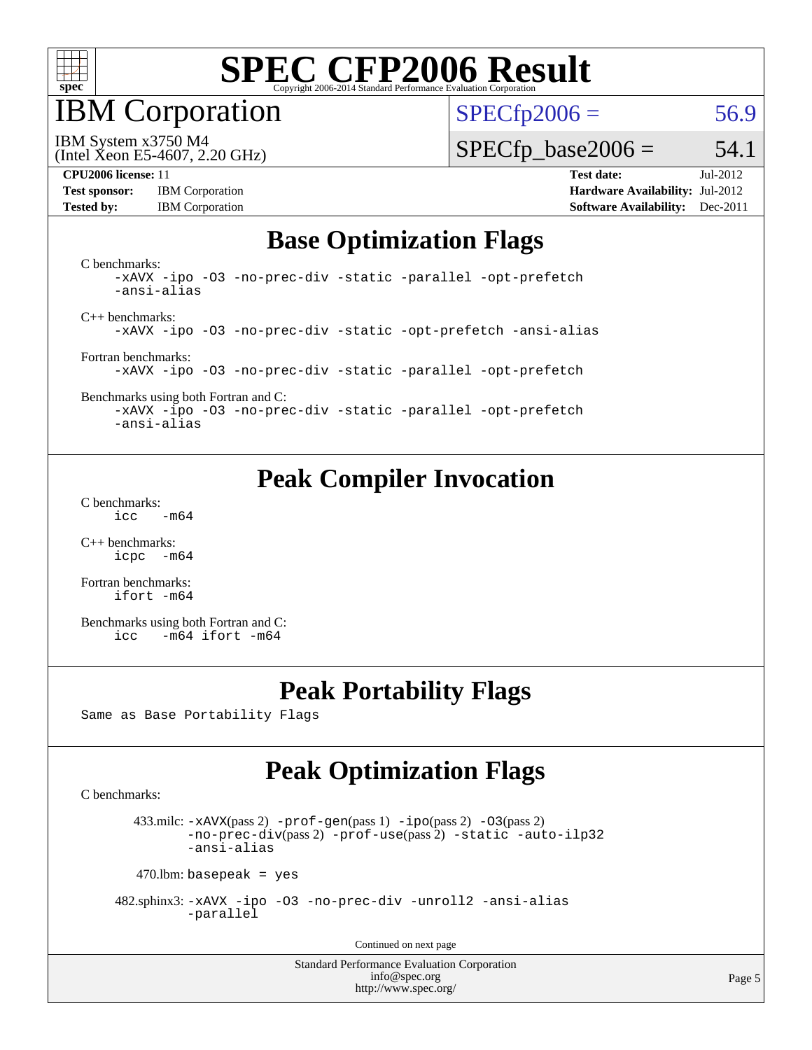# SPEC CFP2006 Result

Copyright 2006-2014 Standard Performance Evaluation Corporation

## IBM Corporation

IBM System x3750 M4
(Intel Xeon E5-4607, 2.20 GHz)

SPECfp2006 = 56.9

SPECfp_base2006 = 54.1

| | | | |
|---|---|---|---|
| **CPU2006 license:** 11 | | **Test date:** | Jul-2012 |
| **Test sponsor:** | IBM Corporation | **Hardware Availability:** | Jul-2012 |
| **Tested by:** | IBM Corporation | **Software Availability:** | Dec-2011 |

## Base Optimization Flags

C benchmarks:
```
-xAVX -ipo -O3 -no-prec-div -static -parallel -opt-prefetch
-ansi-alias
```

C++ benchmarks:
```
-xAVX -ipo -O3 -no-prec-div -static -opt-prefetch -ansi-alias
```

Fortran benchmarks:
```
-xAVX -ipo -O3 -no-prec-div -static -parallel -opt-prefetch
```

Benchmarks using both Fortran and C:
```
-xAVX -ipo -O3 -no-prec-div -static -parallel -opt-prefetch
-ansi-alias
```

## Peak Compiler Invocation

C benchmarks:
```
icc   -m64
```

C++ benchmarks:
```
icpc  -m64
```

Fortran benchmarks:
```
ifort -m64
```

Benchmarks using both Fortran and C:
```
icc   -m64 ifort -m64
```

## Peak Portability Flags

Same as Base Portability Flags

## Peak Optimization Flags

C benchmarks:

433.milc: -xAVX(pass 2) -prof-gen(pass 1) -ipo(pass 2) -O3(pass 2) -no-prec-div(pass 2) -prof-use(pass 2) -static -auto-ilp32 -ansi-alias

470.lbm: basepeak = yes

482.sphinx3: -xAVX -ipo -O3 -no-prec-div -unroll2 -ansi-alias -parallel

Continued on next page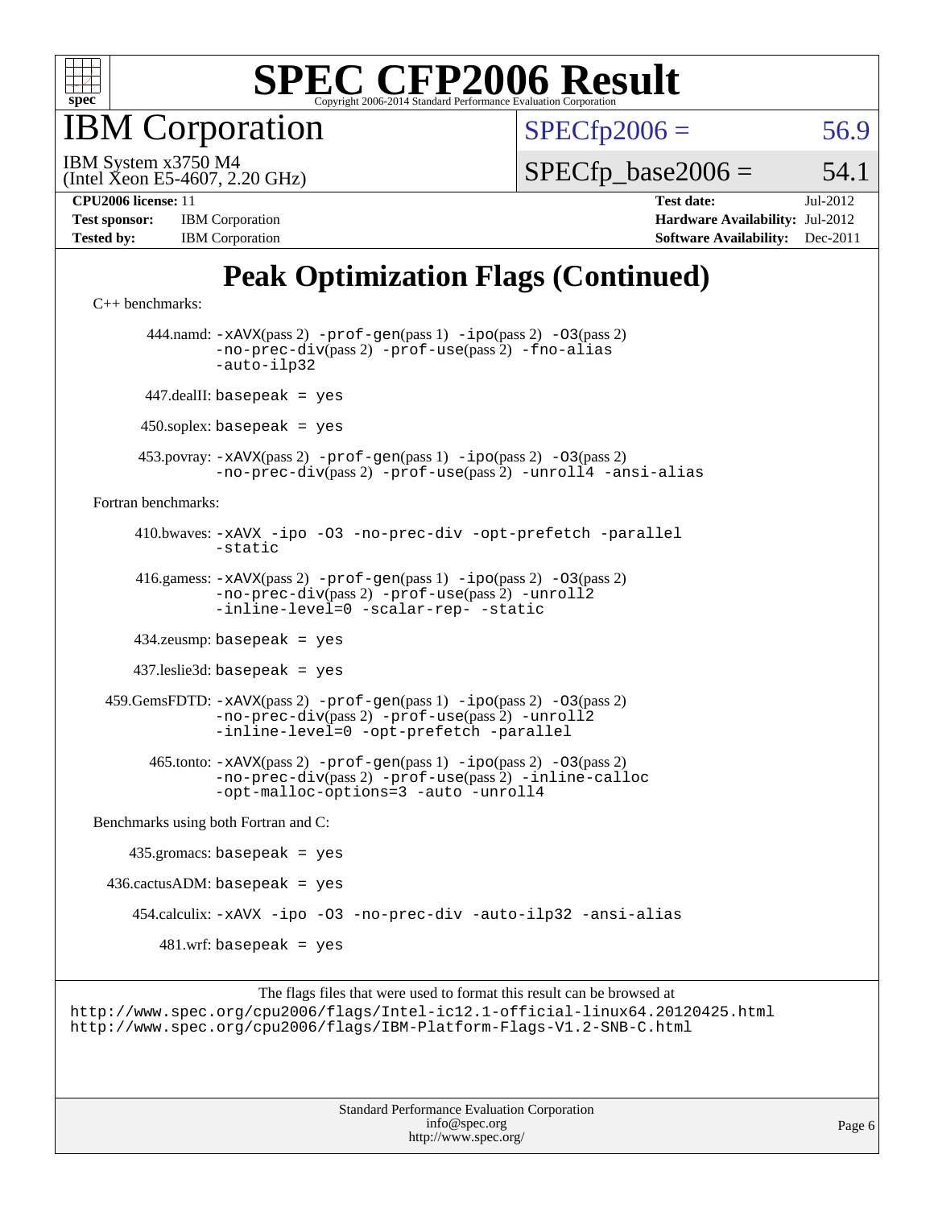# SPEC CFP2006 Result

Copyright 2006-2014 Standard Performance Evaluation Corporation

## IBM Corporation

IBM System x3750 M4
(Intel Xeon E5-4607, 2.20 GHz)

SPECfp2006 = 56.9

SPECfp_base2006 = 54.1

| | | | |
|---|---|---|---|
| **CPU2006 license:** 11 | | **Test date:** | Jul-2012 |
| **Test sponsor:** | IBM Corporation | **Hardware Availability:** | Jul-2012 |
| **Tested by:** | IBM Corporation | **Software Availability:** | Dec-2011 |

## Peak Optimization Flags (Continued)

C++ benchmarks:

444.namd: -xAVX(pass 2) -prof-gen(pass 1) -ipo(pass 2) -O3(pass 2) -no-prec-div(pass 2) -prof-use(pass 2) -fno-alias -auto-ilp32

447.dealII: basepeak = yes

450.soplex: basepeak = yes

453.povray: -xAVX(pass 2) -prof-gen(pass 1) -ipo(pass 2) -O3(pass 2) -no-prec-div(pass 2) -prof-use(pass 2) -unroll4 -ansi-alias

Fortran benchmarks:

410.bwaves: -xAVX -ipo -O3 -no-prec-div -opt-prefetch -parallel -static

416.gamess: -xAVX(pass 2) -prof-gen(pass 1) -ipo(pass 2) -O3(pass 2) -no-prec-div(pass 2) -prof-use(pass 2) -unroll2 -inline-level=0 -scalar-rep- -static

434.zeusmp: basepeak = yes

437.leslie3d: basepeak = yes

459.GemsFDTD: -xAVX(pass 2) -prof-gen(pass 1) -ipo(pass 2) -O3(pass 2) -no-prec-div(pass 2) -prof-use(pass 2) -unroll2 -inline-level=0 -opt-prefetch -parallel

465.tonto: -xAVX(pass 2) -prof-gen(pass 1) -ipo(pass 2) -O3(pass 2) -no-prec-div(pass 2) -prof-use(pass 2) -inline-calloc -opt-malloc-options=3 -auto -unroll4

Benchmarks using both Fortran and C:

435.gromacs: basepeak = yes

436.cactusADM: basepeak = yes

454.calculix: -xAVX -ipo -O3 -no-prec-div -auto-ilp32 -ansi-alias

481.wrf: basepeak = yes

The flags files that were used to format this result can be browsed at
http://www.spec.org/cpu2006/flags/Intel-ic12.1-official-linux64.20120425.html
http://www.spec.org/cpu2006/flags/IBM-Platform-Flags-V1.2-SNB-C.html

Standard Performance Evaluation Corporation
info@spec.org
http://www.spec.org/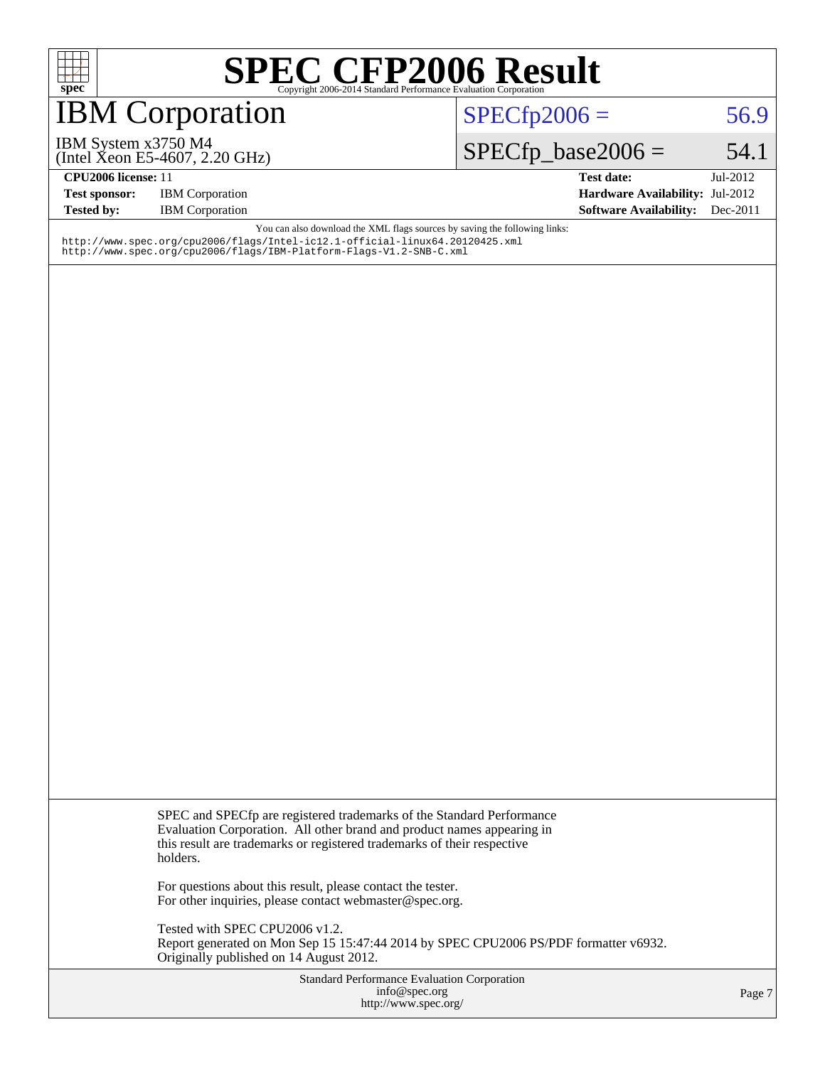# SPEC CFP2006 Result

Copyright 2006-2014 Standard Performance Evaluation Corporation

## IBM Corporation

IBM System x3750 M4
(Intel Xeon E5-4607, 2.20 GHz)

SPECfp2006 = 56.9

SPECfp_base2006 = 54.1

**CPU2006 license:** 11
**Test sponsor:** IBM Corporation
**Tested by:** IBM Corporation

**Test date:** Jul-2012
**Hardware Availability:** Jul-2012
**Software Availability:** Dec-2011

You can also download the XML flags sources by saving the following links:
http://www.spec.org/cpu2006/flags/Intel-ic12.1-official-linux64.20120425.xml
http://www.spec.org/cpu2006/flags/IBM-Platform-Flags-V1.2-SNB-C.xml

SPEC and SPECfp are registered trademarks of the Standard Performance Evaluation Corporation. All other brand and product names appearing in this result are trademarks or registered trademarks of their respective holders.

For questions about this result, please contact the tester.
For other inquiries, please contact webmaster@spec.org.

Tested with SPEC CPU2006 v1.2.
Report generated on Mon Sep 15 15:47:44 2014 by SPEC CPU2006 PS/PDF formatter v6932.
Originally published on 14 August 2012.

Standard Performance Evaluation Corporation
info@spec.org
http://www.spec.org/